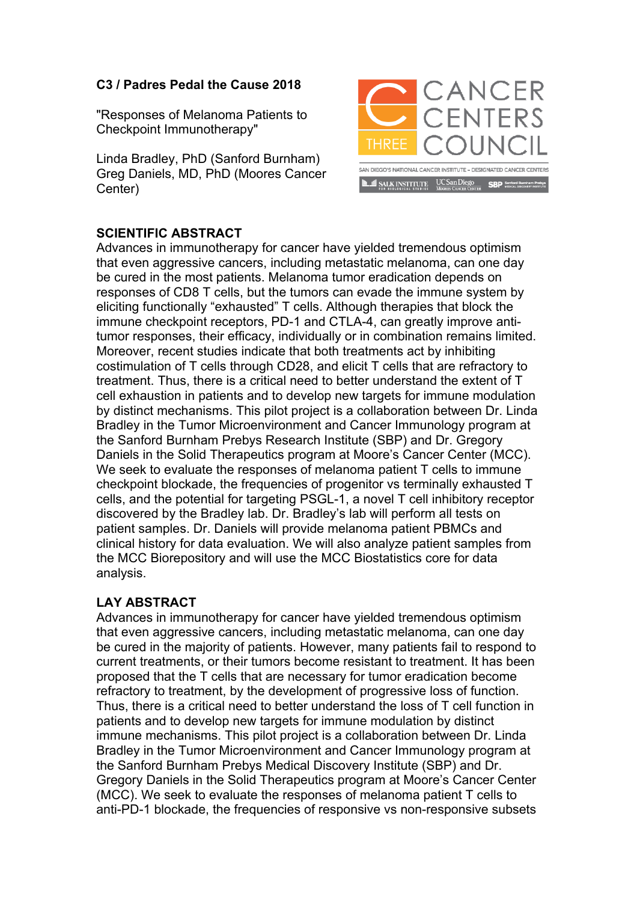**C3 / Padres Pedal the Cause 2018**

"Responses of Melanoma Patients to Checkpoint Immunotherapy"

Linda Bradley, PhD (Sanford Burnham)
Greg Daniels, MD, PhD (Moores Cancer Center)

CANCER CENTERS COUNCIL THREE
SAN DIEGO'S NATIONAL CANCER INSTITUTE – DESIGNATED CANCER CENTERS
SALK INSTITUTE FOR BIOLOGICAL STUDIES | UC San Diego Moores Cancer Center | SBP Sanford Burnham Prebys Medical Discovery Institute

**SCIENTIFIC ABSTRACT**

Advances in immunotherapy for cancer have yielded tremendous optimism that even aggressive cancers, including metastatic melanoma, can one day be cured in the most patients. Melanoma tumor eradication depends on responses of CD8 T cells, but the tumors can evade the immune system by eliciting functionally "exhausted" T cells. Although therapies that block the immune checkpoint receptors, PD-1 and CTLA-4, can greatly improve anti-tumor responses, their efficacy, individually or in combination remains limited. Moreover, recent studies indicate that both treatments act by inhibiting costimulation of T cells through CD28, and elicit T cells that are refractory to treatment. Thus, there is a critical need to better understand the extent of T cell exhaustion in patients and to develop new targets for immune modulation by distinct mechanisms. This pilot project is a collaboration between Dr. Linda Bradley in the Tumor Microenvironment and Cancer Immunology program at the Sanford Burnham Prebys Research Institute (SBP) and Dr. Gregory Daniels in the Solid Therapeutics program at Moore's Cancer Center (MCC). We seek to evaluate the responses of melanoma patient T cells to immune checkpoint blockade, the frequencies of progenitor vs terminally exhausted T cells, and the potential for targeting PSGL-1, a novel T cell inhibitory receptor discovered by the Bradley lab. Dr. Bradley's lab will perform all tests on patient samples. Dr. Daniels will provide melanoma patient PBMCs and clinical history for data evaluation. We will also analyze patient samples from the MCC Biorepository and will use the MCC Biostatistics core for data analysis.

**LAY ABSTRACT**

Advances in immunotherapy for cancer have yielded tremendous optimism that even aggressive cancers, including metastatic melanoma, can one day be cured in the majority of patients. However, many patients fail to respond to current treatments, or their tumors become resistant to treatment. It has been proposed that the T cells that are necessary for tumor eradication become refractory to treatment, by the development of progressive loss of function. Thus, there is a critical need to better understand the loss of T cell function in patients and to develop new targets for immune modulation by distinct immune mechanisms. This pilot project is a collaboration between Dr. Linda Bradley in the Tumor Microenvironment and Cancer Immunology program at the Sanford Burnham Prebys Medical Discovery Institute (SBP) and Dr. Gregory Daniels in the Solid Therapeutics program at Moore's Cancer Center (MCC). We seek to evaluate the responses of melanoma patient T cells to anti-PD-1 blockade, the frequencies of responsive vs non-responsive subsets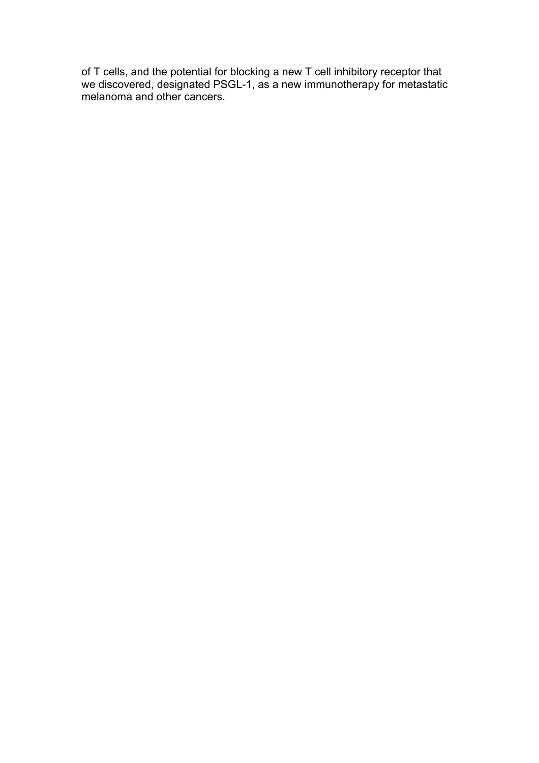of T cells, and the potential for blocking a new T cell inhibitory receptor that we discovered, designated PSGL-1, as a new immunotherapy for metastatic melanoma and other cancers.